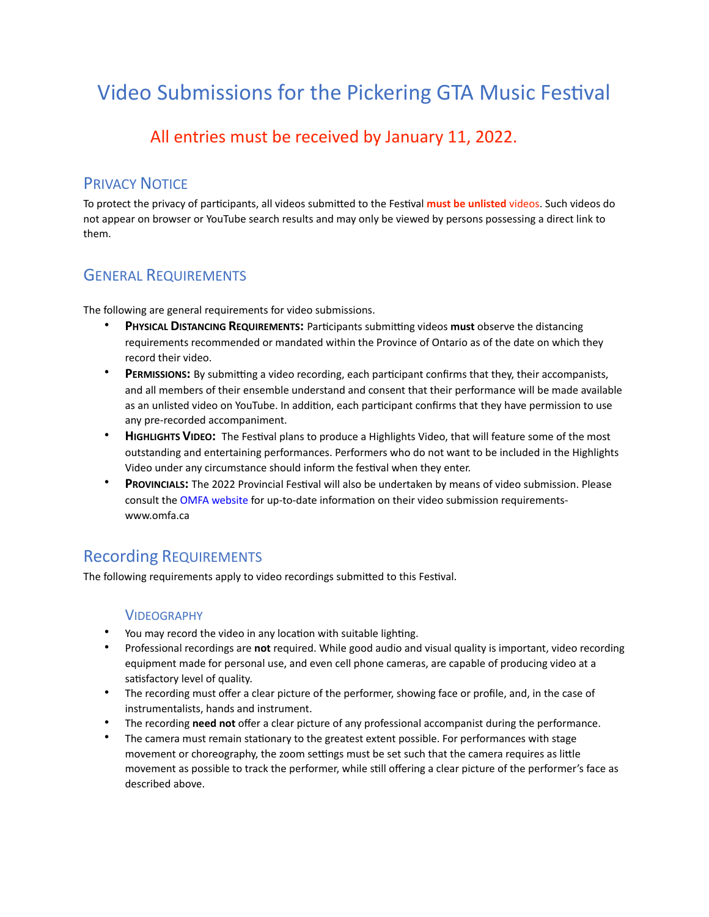# Video Submissions for the Pickering GTA Music Festival

## All entries must be received by January 11, 2022.

## Privacy Notice

To protect the privacy of participants, all videos submitted to the Festival **must be unlisted** videos. Such videos do not appear on browser or YouTube search results and may only be viewed by persons possessing a direct link to them.

## General Requirements

The following are general requirements for video submissions.

- **Physical Distancing Requirements:** Participants submitting videos **must** observe the distancing requirements recommended or mandated within the Province of Ontario as of the date on which they record their video.
- **Permissions:** By submitting a video recording, each participant confirms that they, their accompanists, and all members of their ensemble understand and consent that their performance will be made available as an unlisted video on YouTube. In addition, each participant confirms that they have permission to use any pre-recorded accompaniment.
- **Highlights Video:** The Festival plans to produce a Highlights Video, that will feature some of the most outstanding and entertaining performances. Performers who do not want to be included in the Highlights Video under any circumstance should inform the festival when they enter.
- **Provincials:** The 2022 Provincial Festival will also be undertaken by means of video submission. Please consult the OMFA website for up-to-date information on their video submission requirements- www.omfa.ca

## Recording Requirements

The following requirements apply to video recordings submitted to this Festival.

### Videography

- You may record the video in any location with suitable lighting.
- Professional recordings are **not** required. While good audio and visual quality is important, video recording equipment made for personal use, and even cell phone cameras, are capable of producing video at a satisfactory level of quality.
- The recording must offer a clear picture of the performer, showing face or profile, and, in the case of instrumentalists, hands and instrument.
- The recording **need not** offer a clear picture of any professional accompanist during the performance.
- The camera must remain stationary to the greatest extent possible. For performances with stage movement or choreography, the zoom settings must be set such that the camera requires as little movement as possible to track the performer, while still offering a clear picture of the performer's face as described above.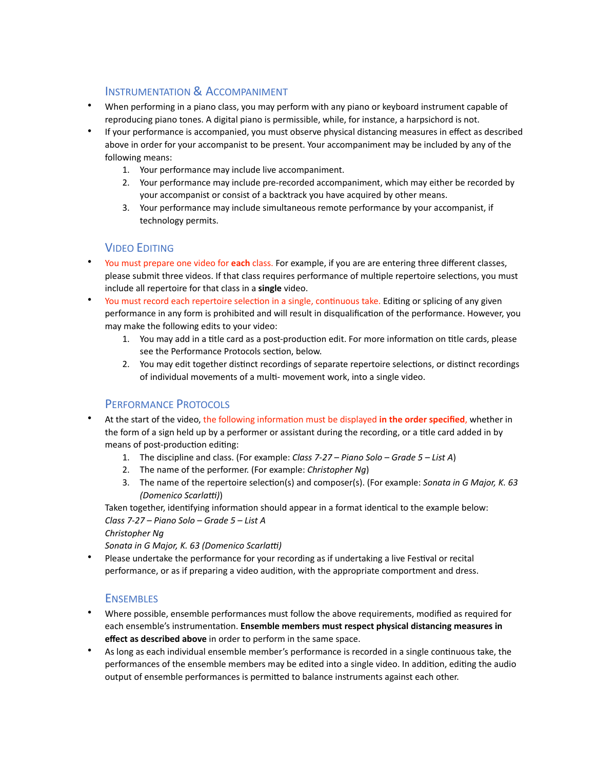## Instrumentation & Accompaniment

- When performing in a piano class, you may perform with any piano or keyboard instrument capable of reproducing piano tones. A digital piano is permissible, while, for instance, a harpsichord is not.
- If your performance is accompanied, you must observe physical distancing measures in effect as described above in order for your accompanist to be present. Your accompaniment may be included by any of the following means:
  1. Your performance may include live accompaniment.
  2. Your performance may include pre-recorded accompaniment, which may either be recorded by your accompanist or consist of a backtrack you have acquired by other means.
  3. Your performance may include simultaneous remote performance by your accompanist, if technology permits.

## Video Editing

- You must prepare one video for **each** class. For example, if you are are entering three different classes, please submit three videos. If that class requires performance of multiple repertoire selections, you must include all repertoire for that class in a **single** video.
- You must record each repertoire selection in a single, continuous take. Editing or splicing of any given performance in any form is prohibited and will result in disqualification of the performance. However, you may make the following edits to your video:
  1. You may add in a title card as a post-production edit. For more information on title cards, please see the Performance Protocols section, below.
  2. You may edit together distinct recordings of separate repertoire selections, or distinct recordings of individual movements of a multi- movement work, into a single video.

## Performance Protocols

- At the start of the video, the following information must be displayed **in the order specified**, whether in the form of a sign held up by a performer or assistant during the recording, or a title card added in by means of post-production editing:
  1. The discipline and class. (For example: *Class 7-27 – Piano Solo – Grade 5 – List A*)
  2. The name of the performer. (For example: *Christopher Ng*)
  3. The name of the repertoire selection(s) and composer(s). (For example: *Sonata in G Major, K. 63 (Domenico Scarlatti)*)

  Taken together, identifying information should appear in a format identical to the example below:
  *Class 7-27 – Piano Solo – Grade 5 – List A*
  *Christopher Ng*
  *Sonata in G Major, K. 63 (Domenico Scarlatti)*
- Please undertake the performance for your recording as if undertaking a live Festival or recital performance, or as if preparing a video audition, with the appropriate comportment and dress.

## Ensembles

- Where possible, ensemble performances must follow the above requirements, modified as required for each ensemble's instrumentation. **Ensemble members must respect physical distancing measures in effect as described above** in order to perform in the same space.
- As long as each individual ensemble member's performance is recorded in a single continuous take, the performances of the ensemble members may be edited into a single video. In addition, editing the audio output of ensemble performances is permitted to balance instruments against each other.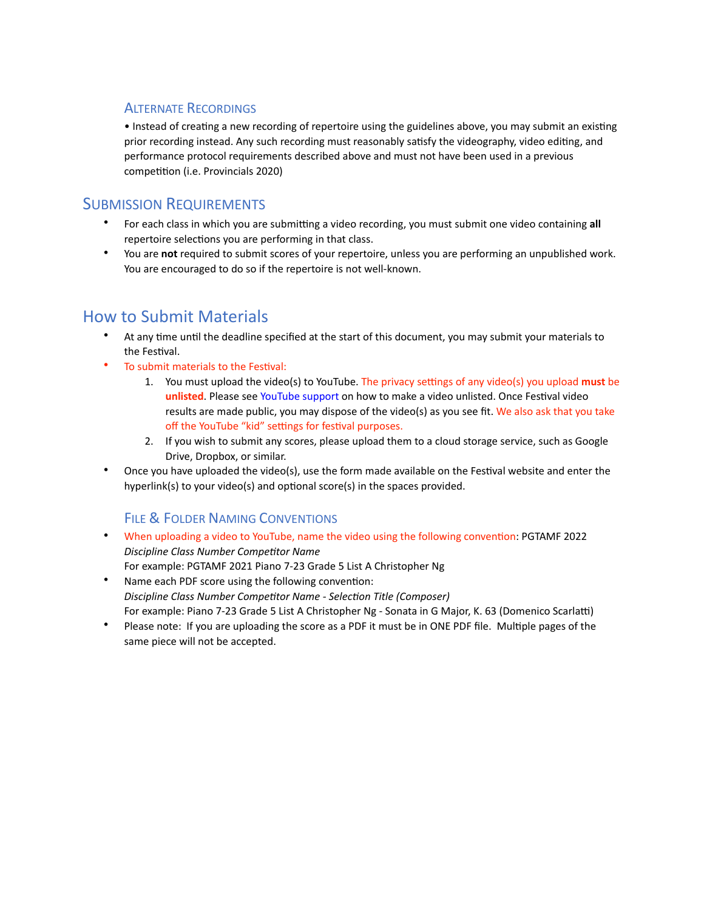### Alternate Recordings

• Instead of creating a new recording of repertoire using the guidelines above, you may submit an existing prior recording instead. Any such recording must reasonably satisfy the videography, video editing, and performance protocol requirements described above and must not have been used in a previous competition (i.e. Provincials 2020)

## Submission Requirements

- For each class in which you are submitting a video recording, you must submit one video containing **all** repertoire selections you are performing in that class.
- You are **not** required to submit scores of your repertoire, unless you are performing an unpublished work. You are encouraged to do so if the repertoire is not well-known.

# How to Submit Materials

- At any time until the deadline specified at the start of this document, you may submit your materials to the Festival.
- To submit materials to the Festival:
  1. You must upload the video(s) to YouTube. The privacy settings of any video(s) you upload **must** be **unlisted**. Please see YouTube support on how to make a video unlisted. Once Festival video results are made public, you may dispose of the video(s) as you see fit. We also ask that you take off the YouTube "kid" settings for festival purposes.
  2. If you wish to submit any scores, please upload them to a cloud storage service, such as Google Drive, Dropbox, or similar.
- Once you have uploaded the video(s), use the form made available on the Festival website and enter the hyperlink(s) to your video(s) and optional score(s) in the spaces provided.

### File & Folder Naming Conventions

- When uploading a video to YouTube, name the video using the following convention: PGTAMF 2022 *Discipline Class Number Competitor Name*
  For example: PGTAMF 2021 Piano 7-23 Grade 5 List A Christopher Ng
- Name each PDF score using the following convention:
  *Discipline Class Number Competitor Name - Selection Title (Composer)*
  For example: Piano 7-23 Grade 5 List A Christopher Ng - Sonata in G Major, K. 63 (Domenico Scarlatti)
- Please note: If you are uploading the score as a PDF it must be in ONE PDF file. Multiple pages of the same piece will not be accepted.